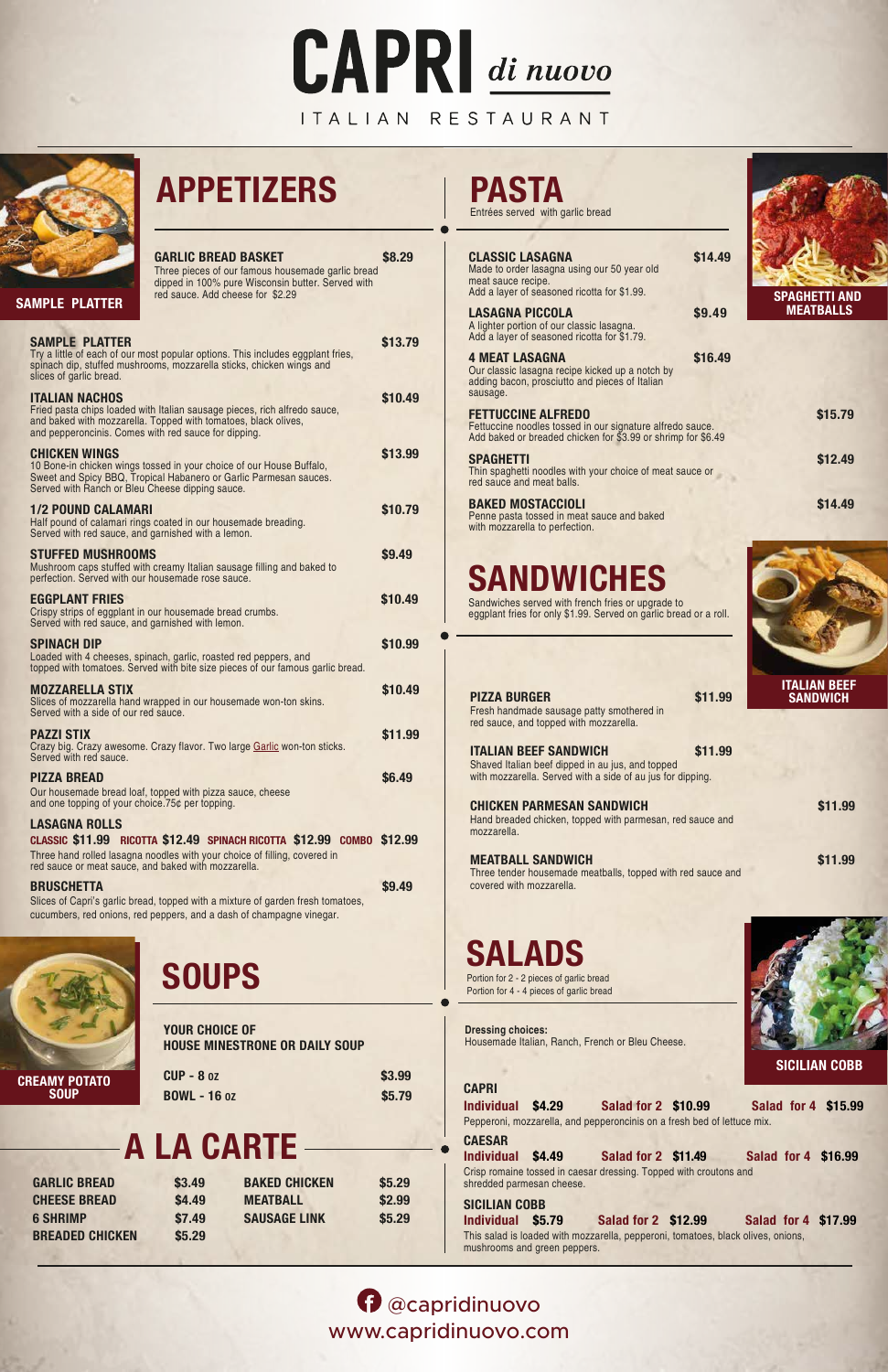# CAPRI *di nuovo*

ITALIAN RESTAURANT

## APPETIZERS

**GARLIC BREAD BASKET** — $8.29
Three pieces of our famous housemade garlic bread dipped in 100% pure Wisconsin butter. Served with red sauce. Add cheese for $2.29

**SAMPLE PLATTER** — $13.79
Try a little of each of our most popular options. This includes eggplant fries, spinach dip, stuffed mushrooms, mozzarella sticks, chicken wings and slices of garlic bread.

**ITALIAN NACHOS** — $10.49
Fried pasta chips loaded with Italian sausage pieces, rich alfredo sauce, and baked with mozzarella. Topped with tomatoes, black olives, and pepperoncinis. Comes with red sauce for dipping.

**CHICKEN WINGS** — $13.99
10 Bone-in chicken wings tossed in your choice of our House Buffalo, Sweet and Spicy BBQ, Tropical Habanero or Garlic Parmesan sauces. Served with Ranch or Bleu Cheese dipping sauce.

**1/2 POUND CALAMARI** — $10.79
Half pound of calamari rings coated in our housemade breading. Served with red sauce, and garnished with a lemon.

**STUFFED MUSHROOMS** — $9.49
Mushroom caps stuffed with creamy Italian sausage filling and baked to perfection. Served with our housemade rose sauce.

**EGGPLANT FRIES** — $10.49
Crispy strips of eggplant in our housemade bread crumbs. Served with red sauce, and garnished with lemon.

**SPINACH DIP** — $10.99
Loaded with 4 cheeses, spinach, garlic, roasted red peppers, and topped with tomatoes. Served with bite size pieces of our famous garlic bread.

**MOZZARELLA STIX** — $10.49
Slices of mozzarella hand wrapped in our housemade won-ton skins. Served with a side of our red sauce.

**PAZZI STIX** — $11.99
Crazy big. Crazy awesome. Crazy flavor. Two large Garlic won-ton sticks. Served with red sauce.

**PIZZA BREAD** — $6.49
Our housemade bread loaf, topped with pizza sauce, cheese and one topping of your choice.75¢ per topping.

**LASAGNA ROLLS**
CLASSIC $11.99 RICOTTA $12.49 SPINACH RICOTTA $12.99 COMBO $12.99
Three hand rolled lasagna noodles with your choice of filling, covered in red sauce or meat sauce, and baked with mozzarella.

**BRUSCHETTA** — $9.49
Slices of Capri's garlic bread, topped with a mixture of garden fresh tomatoes, cucumbers, red onions, red peppers, and a dash of champagne vinegar.

## SOUPS

**YOUR CHOICE OF HOUSE MINESTRONE OR DAILY SOUP**

| | |
|---|---|
| CUP - 8 oz | $3.99 |
| BOWL - 16 oz | $5.79 |

## A LA CARTE

| | | | |
|---|---|---|---|
| GARLIC BREAD | $3.49 | BAKED CHICKEN | $5.29 |
| CHEESE BREAD | $4.49 | MEATBALL | $2.99 |
| 6 SHRIMP | $7.49 | SAUSAGE LINK | $5.29 |
| BREADED CHICKEN | $5.29 | | |

## PASTA

Entrées served with garlic bread

**CLASSIC LASAGNA** — $14.49
Made to order lasagna using our 50 year old meat sauce recipe.
Add a layer of seasoned ricotta for $1.99.

**LASAGNA PICCOLA** — $9.49
A lighter portion of our classic lasagna.
Add a layer of seasoned ricotta for $1.79.

**4 MEAT LASAGNA** — $16.49
Our classic lasagna recipe kicked up a notch by adding bacon, prosciutto and pieces of Italian sausage.

**FETTUCCINE ALFREDO** — $15.79
Fettuccine noodles tossed in our signature alfredo sauce.
Add baked or breaded chicken for $3.99 or shrimp for $6.49

**SPAGHETTI** — $12.49
Thin spaghetti noodles with your choice of meat sauce or red sauce and meat balls.

**BAKED MOSTACCIOLI** — $14.49
Penne pasta tossed in meat sauce and baked with mozzarella to perfection.

## SANDWICHES

Sandwiches served with french fries or upgrade to eggplant fries for only $1.99. Served on garlic bread or a roll.

**PIZZA BURGER** — $11.99
Fresh handmade sausage patty smothered in red sauce, and topped with mozzarella.

**ITALIAN BEEF SANDWICH** — $11.99
Shaved Italian beef dipped in au jus, and topped with mozzarella. Served with a side of au jus for dipping.

**CHICKEN PARMESAN SANDWICH** — $11.99
Hand breaded chicken, topped with parmesan, red sauce and mozzarella.

**MEATBALL SANDWICH** — $11.99
Three tender housemade meatballs, topped with red sauce and covered with mozzarella.

## SALADS

Portion for 2 - 2 pieces of garlic bread
Portion for 4 - 4 pieces of garlic bread

**Dressing choices:**
Housemade Italian, Ranch, French or Bleu Cheese.

**CAPRI**
Individual $4.29 | Salad for 2 $10.99 | Salad for 4 $15.99
Pepperoni, mozzarella, and pepperoncinis on a fresh bed of lettuce mix.

**CAESAR**
Individual $4.49 | Salad for 2 $11.49 | Salad for 4 $16.99
Crisp romaine tossed in caesar dressing. Topped with croutons and shredded parmesan cheese.

**SICILIAN COBB**
Individual $5.79 | Salad for 2 $12.99 | Salad for 4 $17.99
This salad is loaded with mozzarella, pepperoni, tomatoes, black olives, onions, mushrooms and green peppers.

SAMPLE PLATTER

SPAGHETTI AND MEATBALLS

ITALIAN BEEF SANDWICH

CREAMY POTATO SOUP

SICILIAN COBB

@capridinuovo
www.capridinuovo.com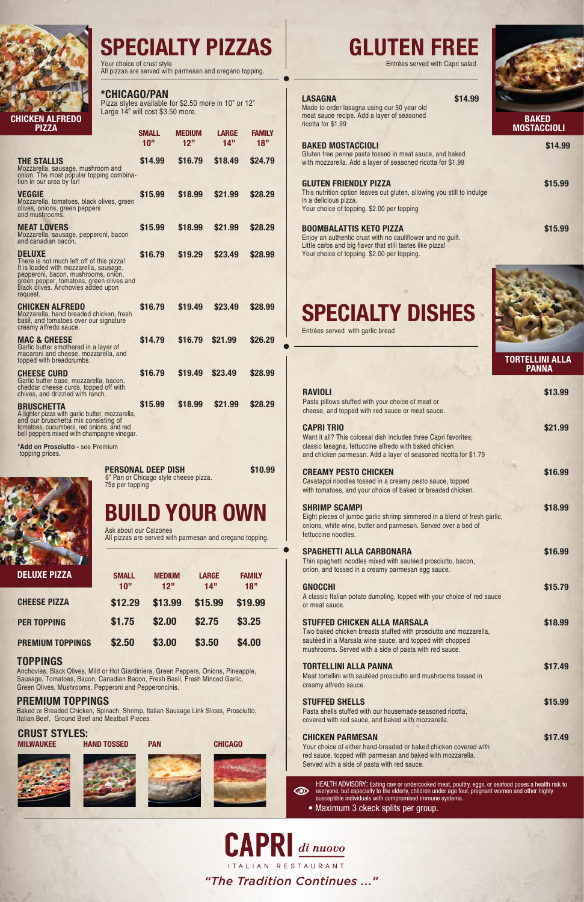# SPECIALTY PIZZAS

Your choice of crust style
All pizzas are served with parmesan and oregano topping.

CHICKEN ALFREDO PIZZA

### *CHICAGO/PAN

Pizza styles available for $2.50 more in 10" or 12"
Large 14" will cost $3.50 more.

| | SMALL 10" | MEDIUM 12" | LARGE 14" | FAMILY 18" |
|---|---|---|---|---|
| **THE STALLIS** Mozzarella, sausage, mushroom and onion. The most popular topping combination in our area by far! | $14.99 | $16.79 | $18.49 | $24.79 |
| **VEGGIE** Mozzarella, tomatoes, black olives, green olives, onions, green peppers and mushrooms. | $15.99 | $18.99 | $21.99 | $28.29 |
| **MEAT LOVERS** Mozzarella, sausage, pepperoni, bacon and canadian bacon. | $15.99 | $18.99 | $21.99 | $28.29 |
| **DELUXE** There is not much left off of this pizza! It is loaded with mozzarella, sausage, pepperoni, bacon, mushrooms, onion, green pepper, tomatoes, green olives and black olives. Anchovies added upon request. | $16.79 | $19.29 | $23.49 | $28.99 |
| **CHICKEN ALFREDO** Mozzarella, hand breaded chicken, fresh basil, and tomatoes over our signature creamy alfredo sauce. | $16.79 | $19.49 | $23.49 | $28.99 |
| **MAC & CHEESE** Garlic butter smothered in a layer of macaroni and cheese, mozzarella, and topped with breadcrumbs. | $14.79 | $16.79 | $21.99 | $26.29 |
| **CHEESE CURD** Garlic butter base, mozzarella, bacon, cheddar cheese curds, topped off with chives, and drizzled with ranch. | $16.79 | $19.49 | $23.49 | $28.99 |
| **BRUSCHETTA** A lighter pizza with garlic butter, mozzarella, and our bruschetta mix consisting of tomatoes, cucumbers, red onions, and red bell peppers mixed with champagne vinegar. | $15.99 | $18.99 | $21.99 | $28.29 |

***Add on Prosciutto** - see Premium topping prices.

**PERSONAL DEEP DISH** $10.99
6" Pan or Chicago style cheese pizza.
75¢ per topping

DELUXE PIZZA

# BUILD YOUR OWN

Ask about our Calzones
All pizzas are served with parmesan and oregano topping.

| | SMALL 10" | MEDIUM 12" | LARGE 14" | FAMILY 18" |
|---|---|---|---|---|
| CHEESE PIZZA | $12.29 | $13.99 | $15.99 | $19.99 |
| PER TOPPING | $1.75 | $2.00 | $2.75 | $3.25 |
| PREMIUM TOPPINGS | $2.50 | $3.00 | $3.50 | $4.00 |

### TOPPINGS

Anchovies, Black Olives, Mild or Hot Giardiniera, Green Peppers, Onions, Pineapple, Sausage, Tomatoes, Bacon, Canadian Bacon, Fresh Basil, Fresh Minced Garlic, Green Olives, Mushrooms, Pepperoni and Pepperoncinis.

### PREMIUM TOPPINGS

Baked or Breaded Chicken, Spinach, Shrimp, Italian Sausage Link Slices, Prosciutto, Italian Beef, Ground Beef and Meatball Pieces.

### CRUST STYLES:

MILWAUKEE HAND TOSSED PAN CHICAGO

# GLUTEN FREE

Entrées served with Capri salad

**LASAGNA** $14.99
Made to order lasagna using our 50 year old meat sauce recipe. Add a layer of seasoned ricotta for $1.99

BAKED MOSTACCIOLI

**BAKED MOSTACCIOLI** $14.99
Gluten free penne pasta tossed in meat sauce, and baked with mozzarella. Add a layer of seasoned ricotta for $1.99

**GLUTEN FRIENDLY PIZZA** $15.99
This nutrition option leaves out gluten, allowing you still to indulge in a delicious pizza.
Your choice of topping. $2.00 per topping

**BOOMBALATTIS KETO PIZZA** $15.99
Enjoy an authentic crust with no cauliflower and no guilt. Little carbs and big flavor that still tastes like pizza! Your choice of topping. $2.00 per topping.

# SPECIALTY DISHES

Entrées served with garlic bread

TORTELLINI ALLA PANNA

**RAVIOLI** $13.99
Pasta pillows stuffed with your choice of meat or cheese, and topped with red sauce or meat sauce.

**CAPRI TRIO** $21.99
Want it all? This colossal dish includes three Capri favorites; classic lasagna, fettuccine alfredo with baked chicken and chicken parmesan. Add a layer of seasoned ricotta for $1.79

**CREAMY PESTO CHICKEN** $16.99
Cavatappi noodles tossed in a creamy pesto sauce, topped with tomatoes, and your choice of baked or breaded chicken.

**SHRIMP SCAMPI** $18.99
Eight pieces of jumbo garlic shrimp simmered in a blend of fresh garlic, onions, white wine, butter and parmesan. Served over a bed of fettuccine noodles.

**SPAGHETTI ALLA CARBONARA** $16.99
Thin spaghetti noodles mixed with sautéed prosciutto, bacon, onion, and tossed in a creamy parmesan egg sauce.

**GNOCCHI** $15.79
A classic Italian potato dumpling, topped with your choice of red sauce or meat sauce.

**STUFFED CHICKEN ALLA MARSALA** $18.99
Two baked chicken breasts stuffed with prosciutto and mozzarella, sautéed in a Marsala wine sauce, and topped with chopped mushrooms. Served with a side of pasta with red sauce.

**TORTELLINI ALLA PANNA** $17.49
Meat tortellini with sautéed prosciutto and mushrooms tossed in creamy alfredo sauce.

**STUFFED SHELLS** $15.99
Pasta shells stuffed with our housemade seasoned ricotta, covered with red sauce, and baked with mozzarella.

**CHICKEN PARMESAN** $17.49
Your choice of either hand-breaded or baked chicken covered with red sauce, topped with parmesan and baked with mozzarella. Served with a side of pasta with red sauce.

HEALTH ADVISORY: Eating raw or undercooked meat, poultry, eggs, or seafood poses a health risk to everyone, but especially to the elderly, children under age four, pregnant women and other highly susceptible individuals with compromised immune systems.

- Maximum 3 ckeck splits per group.

**CAPRI** *di nuovo*
ITALIAN RESTAURANT
*"The Tradition Continues ..."*